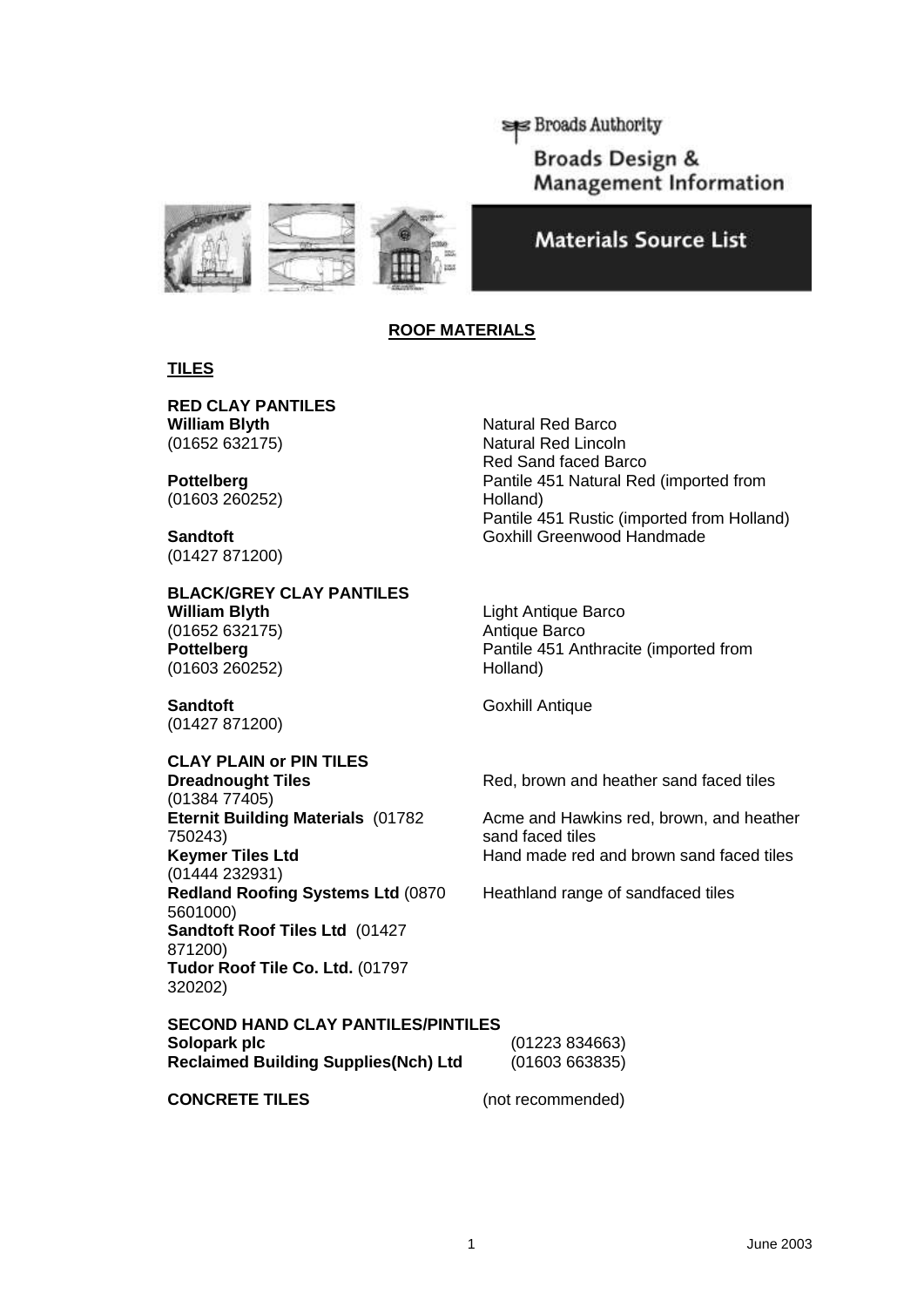Broads Authority

Broads Design & Management Information

# Materials Source List

## ROOF MATERIALS

### TILES

**RED CLAY PANTILES**

| Supplier | Products |
|---|---|
| **William Blyth** (01652 632175) | Natural Red Barco<br>Natural Red Lincoln<br>Red Sand faced Barco |
| **Pottelberg** (01603 260252) | Pantile 451 Natural Red (imported from Holland)<br>Pantile 451 Rustic (imported from Holland) |
| **Sandtoft** (01427 871200) | Goxhill Greenwood Handmade |

**BLACK/GREY CLAY PANTILES**

| Supplier | Products |
|---|---|
| **William Blyth** (01652 632175) | Light Antique Barco<br>Antique Barco |
| **Pottelberg** (01603 260252) | Pantile 451 Anthracite (imported from Holland) |
| **Sandtoft** (01427 871200) | Goxhill Antique |

**CLAY PLAIN or PIN TILES**

| Supplier | Products |
|---|---|
| **Dreadnought Tiles** (01384 77405) | Red, brown and heather sand faced tiles |
| **Eternit Building Materials** (01782 750243) | Acme and Hawkins red, brown, and heather sand faced tiles |
| **Keymer Tiles Ltd** (01444 232931) | Hand made red and brown sand faced tiles |
| **Redland Roofing Systems Ltd** (0870 5601000) | Heathland range of sandfaced tiles |
| **Sandtoft Roof Tiles Ltd** (01427 871200) | |
| **Tudor Roof Tile Co. Ltd.** (01797 320202) | |

**SECOND HAND CLAY PANTILES/PINTILES**

| Supplier | Telephone |
|---|---|
| **Solopark plc** | (01223 834663) |
| **Reclaimed Building Supplies(Nch) Ltd** | (01603 663835) |

**CONCRETE TILES** (not recommended)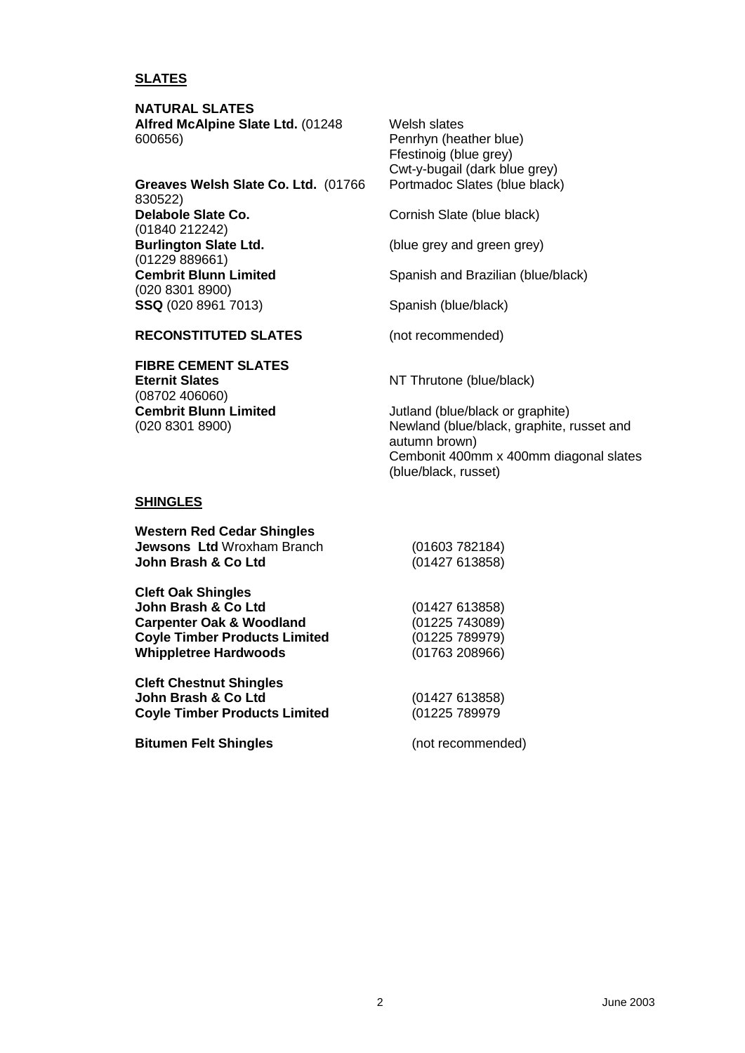## SLATES

### NATURAL SLATES

| | |
|---|---|
| **Alfred McAlpine Slate Ltd.** (01248 600656) | Welsh slates<br>Penrhyn (heather blue)<br>Ffestinoig (blue grey)<br>Cwt-y-bugail (dark blue grey) |
| **Greaves Welsh Slate Co. Ltd.** (01766 830522) | Portmadoc Slates (blue black) |
| **Delabole Slate Co.** (01840 212242) | Cornish Slate (blue black) |
| **Burlington Slate Ltd.** (01229 889661) | (blue grey and green grey) |
| **Cembrit Blunn Limited** (020 8301 8900) | Spanish and Brazilian (blue/black) |
| **SSQ** (020 8961 7013) | Spanish (blue/black) |

### RECONSTITUTED SLATES

(not recommended)

### FIBRE CEMENT SLATES

| | |
|---|---|
| **Eternit Slates** (08702 406060) | NT Thrutone (blue/black) |
| **Cembrit Blunn Limited** (020 8301 8900) | Jutland (blue/black or graphite)<br>Newland (blue/black, graphite, russet and autumn brown)<br>Cembonit 400mm x 400mm diagonal slates (blue/black, russet) |

## SHINGLES

### Western Red Cedar Shingles

| | |
|---|---|
| **Jewsons Ltd** Wroxham Branch | (01603 782184) |
| **John Brash & Co Ltd** | (01427 613858) |

### Cleft Oak Shingles

| | |
|---|---|
| **John Brash & Co Ltd** | (01427 613858) |
| **Carpenter Oak & Woodland** | (01225 743089) |
| **Coyle Timber Products Limited** | (01225 789979) |
| **Whippletree Hardwoods** | (01763 208966) |

### Cleft Chestnut Shingles

| | |
|---|---|
| **John Brash & Co Ltd** | (01427 613858) |
| **Coyle Timber Products Limited** | (01225 789979 |

### Bitumen Felt Shingles

(not recommended)

June 2003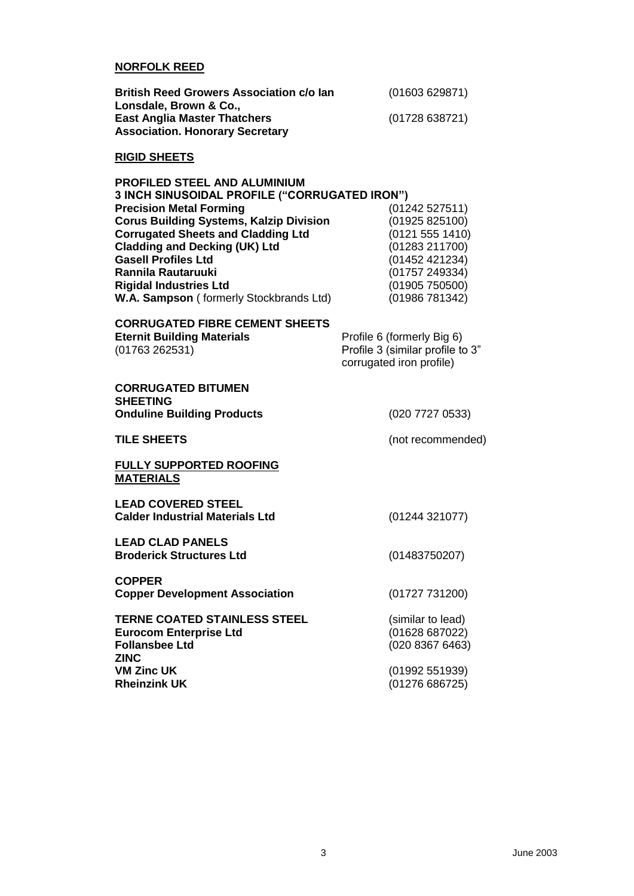**NORFOLK REED**

| | |
|---|---|
| **British Reed Growers Association c/o Ian Lonsdale, Brown & Co.,** | (01603 629871) |
| **East Anglia Master Thatchers Association. Honorary Secretary** | (01728 638721) |

**RIGID SHEETS**

**PROFILED STEEL AND ALUMINIUM**
**3 INCH SINUSOIDAL PROFILE ("CORRUGATED IRON")**

| | |
|---|---|
| **Precision Metal Forming** | (01242 527511) |
| **Corus Building Systems, Kalzip Division** | (01925 825100) |
| **Corrugated Sheets and Cladding Ltd** | (0121 555 1410) |
| **Cladding and Decking (UK) Ltd** | (01283 211700) |
| **Gasell Profiles Ltd** | (01452 421234) |
| **Rannila Rautaruuki** | (01757 249334) |
| **Rigidal Industries Ltd** | (01905 750500) |
| **W.A. Sampson** ( formerly Stockbrands Ltd) | (01986 781342) |

**CORRUGATED FIBRE CEMENT SHEETS**

| | |
|---|---|
| **Eternit Building Materials** (01763 262531) | Profile 6 (formerly Big 6) Profile 3 (similar profile to 3" corrugated iron profile) |

**CORRUGATED BITUMEN SHEETING**

| | |
|---|---|
| **Onduline Building Products** | (020 7727 0533) |

**TILE SHEETS** (not recommended)

**FULLY SUPPORTED ROOFING MATERIALS**

**LEAD COVERED STEEL**

| | |
|---|---|
| **Calder Industrial Materials Ltd** | (01244 321077) |

**LEAD CLAD PANELS**

| | |
|---|---|
| **Broderick Structures Ltd** | (01483750207) |

**COPPER**

| | |
|---|---|
| **Copper Development Association** | (01727 731200) |

**TERNE COATED STAINLESS STEEL** (similar to lead)

| | |
|---|---|
| **Eurocom Enterprise Ltd** | (01628 687022) |
| **Follansbee Ltd** | (020 8367 6463) |

**ZINC**

| | |
|---|---|
| **VM Zinc UK** | (01992 551939) |
| **Rheinzink UK** | (01276 686725) |

June 2003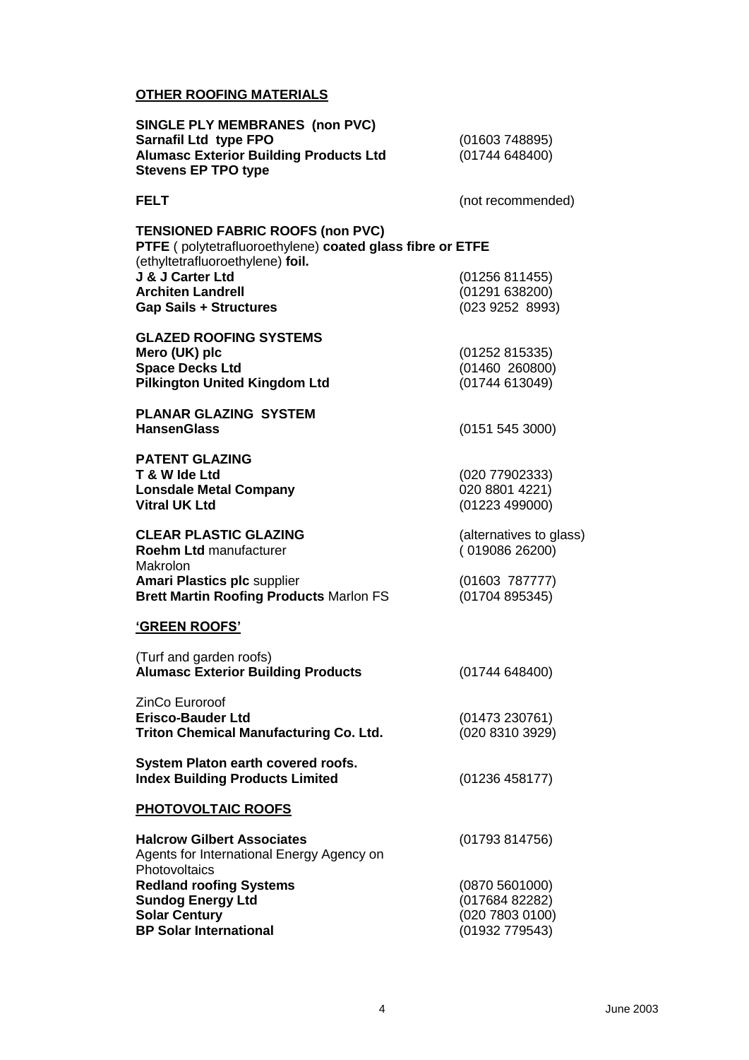## OTHER ROOFING MATERIALS

**SINGLE PLY MEMBRANES (non PVC)**
**Sarnafil Ltd type FPO** (01603 748895)
**Alumasc Exterior Building Products Ltd** (01744 648400)
**Stevens EP TPO type**

**FELT** (not recommended)

**TENSIONED FABRIC ROOFS (non PVC)**
**PTFE** ( polytetrafluoroethylene) **coated glass fibre or ETFE** (ethyltetrafluoroethylene) **foil.**
**J & J Carter Ltd** (01256 811455)
**Architen Landrell** (01291 638200)
**Gap Sails + Structures** (023 9252 8993)

**GLAZED ROOFING SYSTEMS**
**Mero (UK) plc** (01252 815335)
**Space Decks Ltd** (01460 260800)
**Pilkington United Kingdom Ltd** (01744 613049)

**PLANAR GLAZING SYSTEM**
**HansenGlass** (0151 545 3000)

**PATENT GLAZING**
**T & W Ide Ltd** (020 77902333)
**Lonsdale Metal Company** 020 8801 4221)
**Vitral UK Ltd** (01223 499000)

**CLEAR PLASTIC GLAZING** (alternatives to glass)
**Roehm Ltd** manufacturer ( 019086 26200)
Makrolon
**Amari Plastics plc** supplier (01603 787777)
**Brett Martin Roofing Products** Marlon FS (01704 895345)

## 'GREEN ROOFS'

(Turf and garden roofs)
**Alumasc Exterior Building Products** (01744 648400)

ZinCo Euroroof
**Erisco-Bauder Ltd** (01473 230761)
**Triton Chemical Manufacturing Co. Ltd.** (020 8310 3929)

**System Platon earth covered roofs.**
**Index Building Products Limited** (01236 458177)

## PHOTOVOLTAIC ROOFS

**Halcrow Gilbert Associates** (01793 814756)
Agents for International Energy Agency on Photovoltaics
**Redland roofing Systems** (0870 5601000)
**Sundog Energy Ltd** (017684 82282)
**Solar Century** (020 7803 0100)
**BP Solar International** (01932 779543)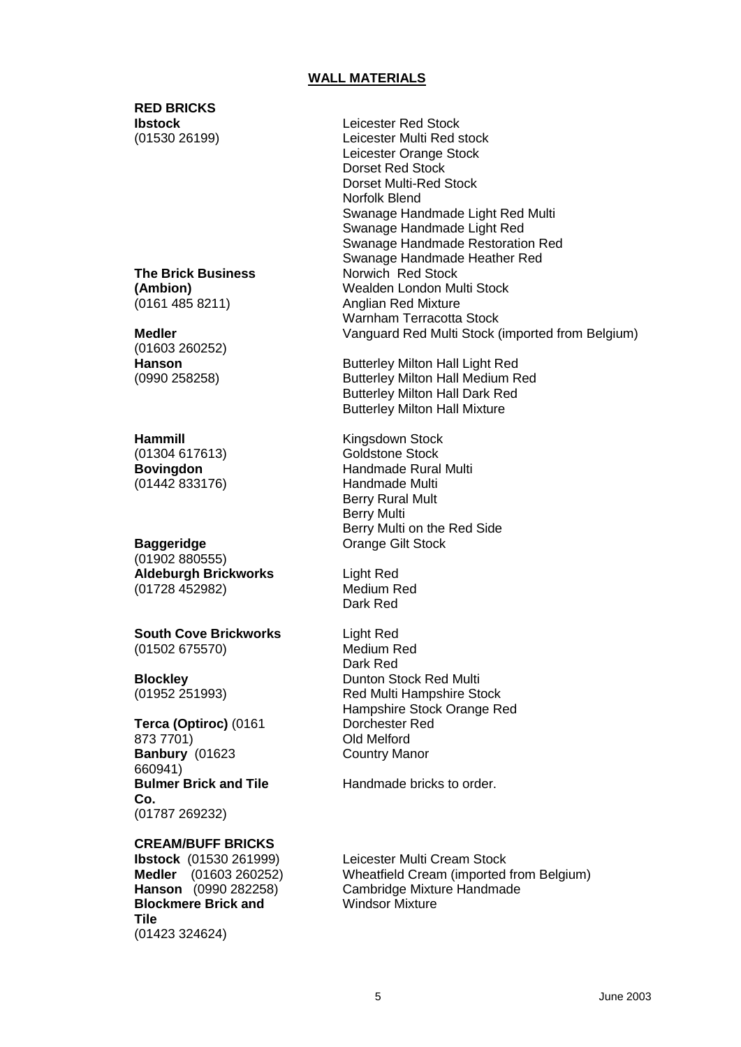## WALL MATERIALS

### RED BRICKS

| Manufacturer | Products |
|---|---|
| **Ibstock** (01530 26199) | Leicester Red Stock<br>Leicester Multi Red stock<br>Leicester Orange Stock<br>Dorset Red Stock<br>Dorset Multi-Red Stock<br>Norfolk Blend<br>Swanage Handmade Light Red Multi<br>Swanage Handmade Light Red<br>Swanage Handmade Restoration Red<br>Swanage Handmade Heather Red |
| **The Brick Business (Ambion)** (0161 485 8211) | Norwich Red Stock<br>Wealden London Multi Stock<br>Anglian Red Mixture<br>Warnham Terracotta Stock |
| **Medler** (01603 260252) | Vanguard Red Multi Stock (imported from Belgium) |
| **Hanson** (0990 258258) | Butterley Milton Hall Light Red<br>Butterley Milton Hall Medium Red<br>Butterley Milton Hall Dark Red<br>Butterley Milton Hall Mixture |
| **Hammill** (01304 617613) | Kingsdown Stock<br>Goldstone Stock |
| **Bovingdon** (01442 833176) | Handmade Rural Multi<br>Handmade Multi<br>Berry Rural Mult<br>Berry Multi<br>Berry Multi on the Red Side |
| **Baggeridge** (01902 880555) | Orange Gilt Stock |
| **Aldeburgh Brickworks** (01728 452982) | Light Red<br>Medium Red<br>Dark Red |
| **South Cove Brickworks** (01502 675570) | Light Red<br>Medium Red<br>Dark Red |
| **Blockley** (01952 251993) | Dunton Stock Red Multi<br>Red Multi Hampshire Stock<br>Hampshire Stock Orange Red |
| **Terca (Optiroc)** (0161 873 7701) | Dorchester Red<br>Old Melford |
| **Banbury** (01623 660941) | Country Manor |
| **Bulmer Brick and Tile Co.** (01787 269232) | Handmade bricks to order. |

### CREAM/BUFF BRICKS

| Manufacturer | Products |
|---|---|
| **Ibstock** (01530 261999) | Leicester Multi Cream Stock |
| **Medler** (01603 260252) | Wheatfield Cream (imported from Belgium) |
| **Hanson** (0990 282258) | Cambridge Mixture Handmade |
| **Blockmere Brick and Tile** (01423 324624) | Windsor Mixture |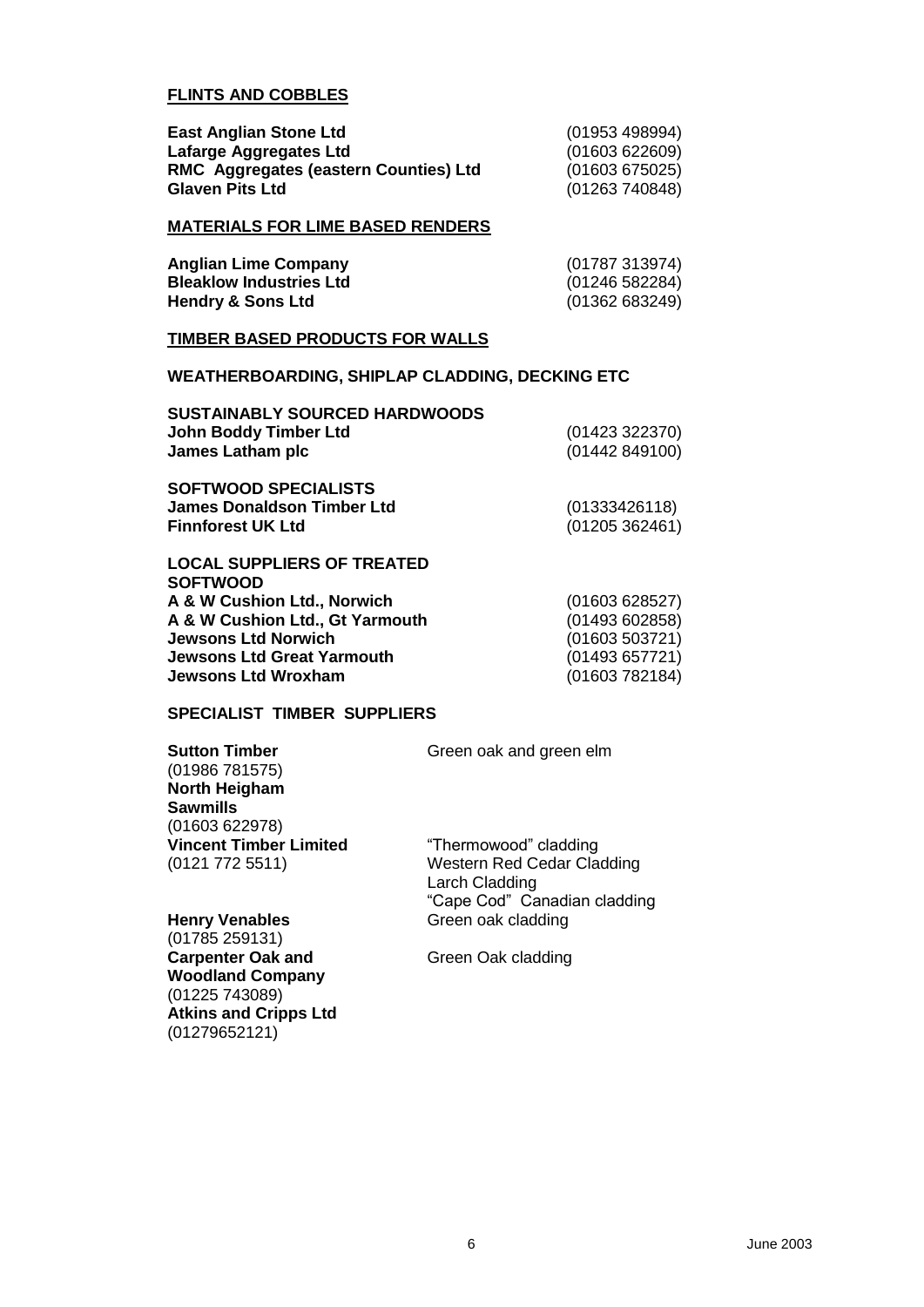## FLINTS AND COBBLES

| | |
|---|---|
| **East Anglian Stone Ltd** | (01953 498994) |
| **Lafarge Aggregates Ltd** | (01603 622609) |
| **RMC Aggregates (eastern Counties) Ltd** | (01603 675025) |
| **Glaven Pits Ltd** | (01263 740848) |

## MATERIALS FOR LIME BASED RENDERS

| | |
|---|---|
| **Anglian Lime Company** | (01787 313974) |
| **Bleaklow Industries Ltd** | (01246 582284) |
| **Hendry & Sons Ltd** | (01362 683249) |

## TIMBER BASED PRODUCTS FOR WALLS

### WEATHERBOARDING, SHIPLAP CLADDING, DECKING ETC

**SUSTAINABLY SOURCED HARDWOODS**

| | |
|---|---|
| **John Boddy Timber Ltd** | (01423 322370) |
| **James Latham plc** | (01442 849100) |

**SOFTWOOD SPECIALISTS**

| | |
|---|---|
| **James Donaldson Timber Ltd** | (01333426118) |
| **Finnforest UK Ltd** | (01205 362461) |

**LOCAL SUPPLIERS OF TREATED SOFTWOOD**

| | |
|---|---|
| **A & W Cushion Ltd., Norwich** | (01603 628527) |
| **A & W Cushion Ltd., Gt Yarmouth** | (01493 602858) |
| **Jewsons Ltd Norwich** | (01603 503721) |
| **Jewsons Ltd Great Yarmouth** | (01493 657721) |
| **Jewsons Ltd Wroxham** | (01603 782184) |

### SPECIALIST TIMBER SUPPLIERS

| | |
|---|---|
| **Sutton Timber** (01986 781575) | Green oak and green elm |
| **North Heigham Sawmills** (01603 622978) | |
| **Vincent Timber Limited** (0121 772 5511) | "Thermowood" cladding<br>Western Red Cedar Cladding<br>Larch Cladding<br>"Cape Cod" Canadian cladding |
| **Henry Venables** (01785 259131) | Green oak cladding |
| **Carpenter Oak and Woodland Company** (01225 743089) | Green Oak cladding |
| **Atkins and Cripps Ltd** (01279652121) | |

June 2003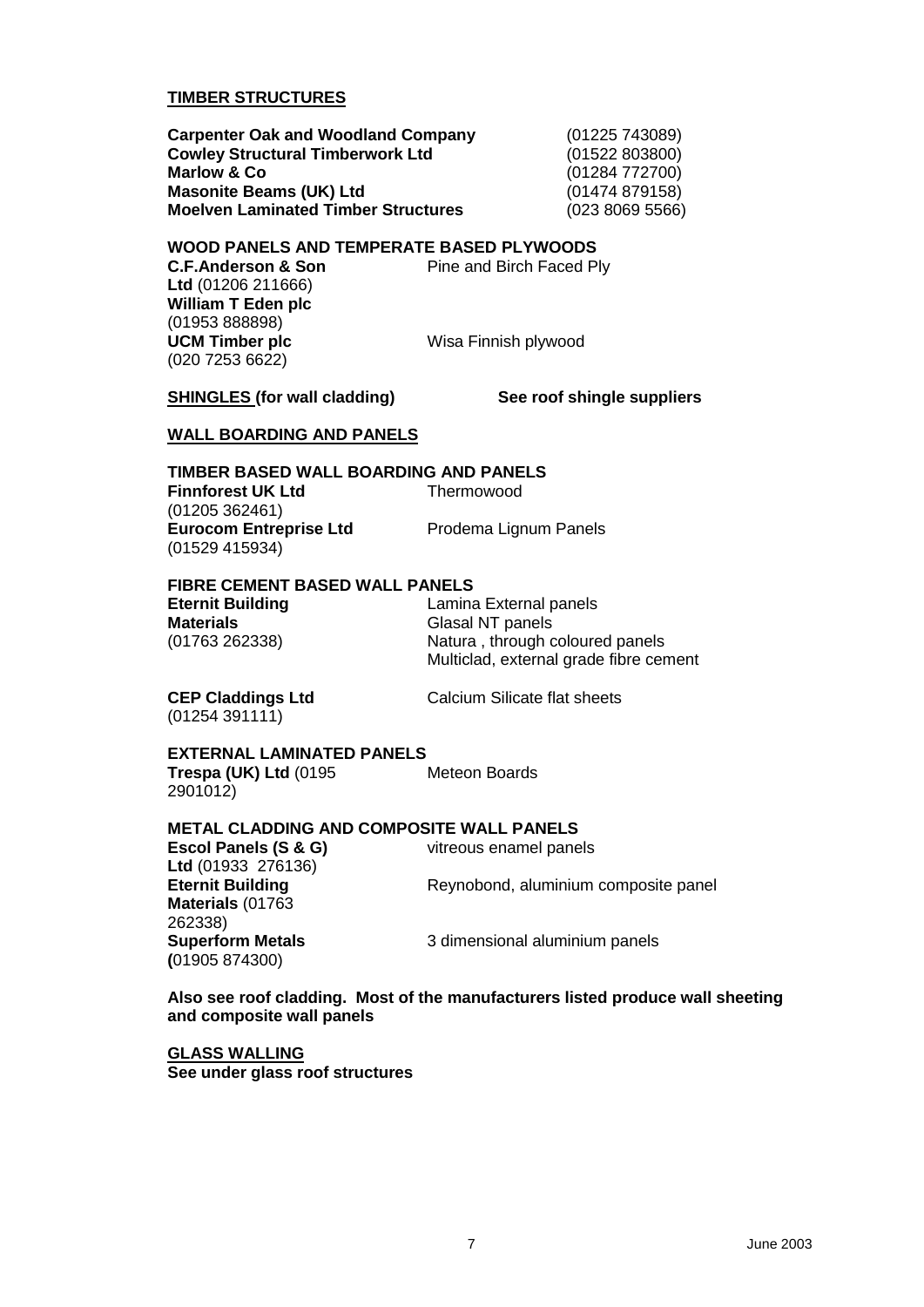## TIMBER STRUCTURES

**Carpenter Oak and Woodland Company** (01225 743089)
**Cowley Structural Timberwork Ltd** (01522 803800)
**Marlow & Co** (01284 772700)
**Masonite Beams (UK) Ltd** (01474 879158)
**Moelven Laminated Timber Structures** (023 8069 5566)

### WOOD PANELS AND TEMPERATE BASED PLYWOODS

**C.F.Anderson & Son Ltd** (01206 211666) — Pine and Birch Faced Ply

**William T Eden plc** (01953 888898)

**UCM Timber plc** (020 7253 6622) — Wisa Finnish plywood

## SHINGLES (for wall cladding)

**See roof shingle suppliers**

## WALL BOARDING AND PANELS

### TIMBER BASED WALL BOARDING AND PANELS

**Finnforest UK Ltd** (01205 362461) — Thermowood

**Eurocom Entreprise Ltd** (01529 415934) — Prodema Lignum Panels

### FIBRE CEMENT BASED WALL PANELS

**Eternit Building Materials** (01763 262338)
- Lamina External panels
- Glasal NT panels
- Natura , through coloured panels
- Multiclad, external grade fibre cement

**CEP Claddings Ltd** (01254 391111) — Calcium Silicate flat sheets

### EXTERNAL LAMINATED PANELS

**Trespa (UK) Ltd** (0195 2901012) — Meteon Boards

### METAL CLADDING AND COMPOSITE WALL PANELS

**Escol Panels (S & G) Ltd** (01933 276136) — vitreous enamel panels

**Eternit Building Materials** (01763 262338) — Reynobond, aluminium composite panel

**Superform Metals** (01905 874300) — 3 dimensional aluminium panels

**Also see roof cladding. Most of the manufacturers listed produce wall sheeting and composite wall panels**

## GLASS WALLING

**See under glass roof structures**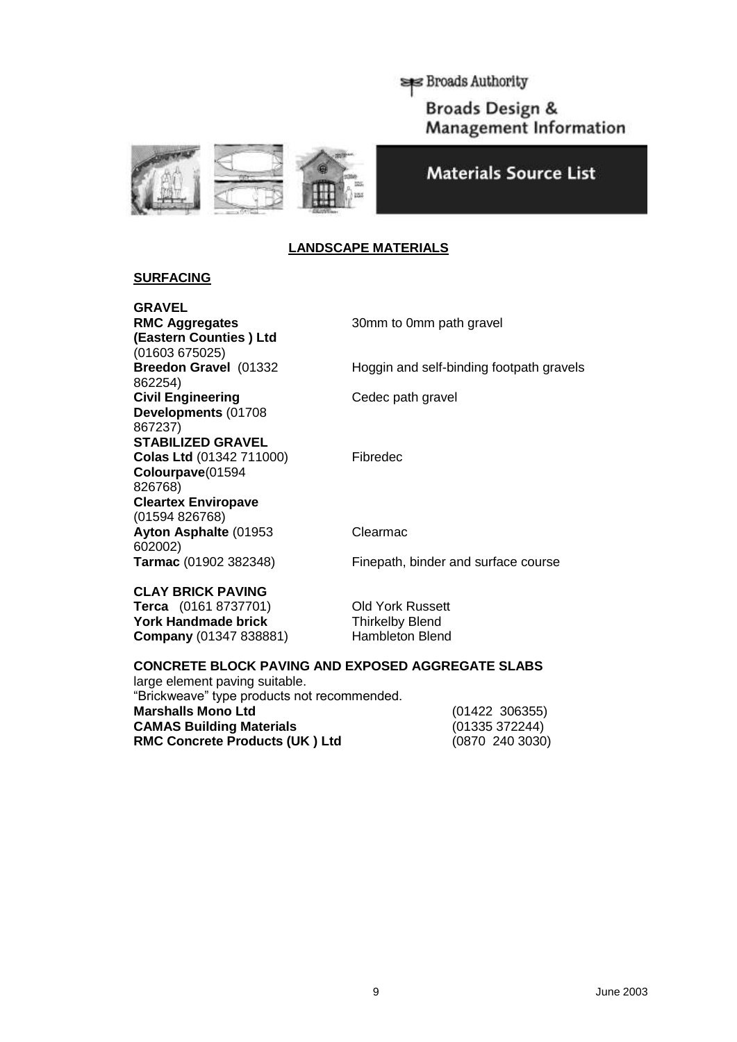## LANDSCAPE MATERIALS

### SURFACING

**GRAVEL**

| | |
|---|---|
| **RMC Aggregates (Eastern Counties ) Ltd** (01603 675025) | 30mm to 0mm path gravel |
| **Breedon Gravel** (01332 862254) | Hoggin and self-binding footpath gravels |
| **Civil Engineering Developments** (01708 867237) | Cedec path gravel |

**STABILIZED GRAVEL**

| | |
|---|---|
| **Colas Ltd** (01342 711000) | Fibredec |
| **Colourpave**(01594 826768) | |
| **Cleartex Enviropave** (01594 826768) | |
| **Ayton Asphalte** (01953 602002) | Clearmac |
| **Tarmac** (01902 382348) | Finepath, binder and surface course |

**CLAY BRICK PAVING**

| | |
|---|---|
| **Terca** (0161 8737701) | Old York Russett |
| **York Handmade brick Company** (01347 838881) | Thirkelby Blend<br>Hambleton Blend |

**CONCRETE BLOCK PAVING AND EXPOSED AGGREGATE SLABS**

large element paving suitable.
"Brickweave" type products not recommended.

| | |
|---|---|
| **Marshalls Mono Ltd** | (01422 306355) |
| **CAMAS Building Materials** | (01335 372244) |
| **RMC Concrete Products (UK ) Ltd** | (0870 240 3030) |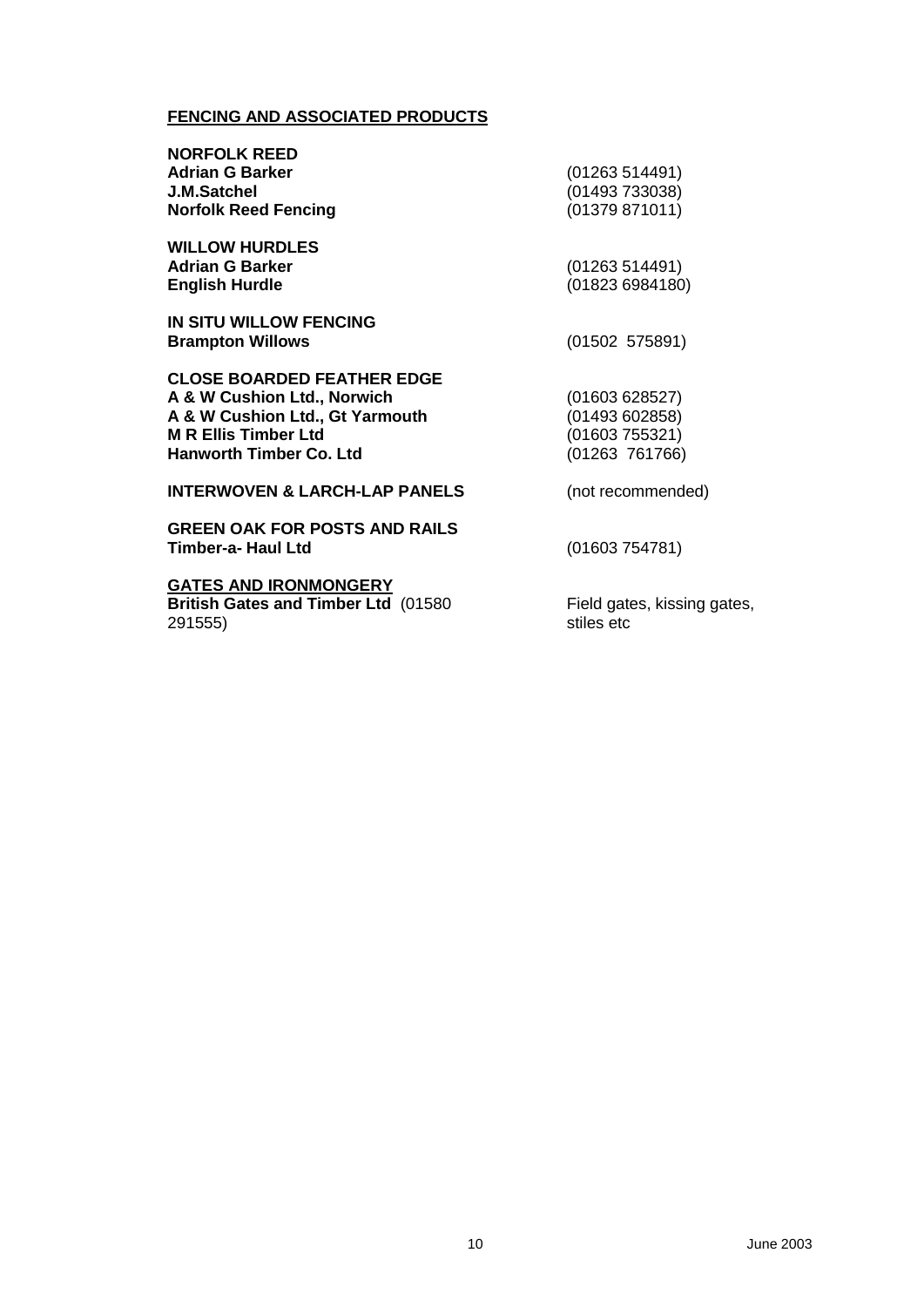## FENCING AND ASSOCIATED PRODUCTS

**NORFOLK REED**

| | |
|---|---|
| **Adrian G Barker** | (01263 514491) |
| **J.M.Satchel** | (01493 733038) |
| **Norfolk Reed Fencing** | (01379 871011) |

**WILLOW HURDLES**

| | |
|---|---|
| **Adrian G Barker** | (01263 514491) |
| **English Hurdle** | (01823 6984180) |

**IN SITU WILLOW FENCING**

| | |
|---|---|
| **Brampton Willows** | (01502 575891) |

**CLOSE BOARDED FEATHER EDGE**

| | |
|---|---|
| **A & W Cushion Ltd., Norwich** | (01603 628527) |
| **A & W Cushion Ltd., Gt Yarmouth** | (01493 602858) |
| **M R Ellis Timber Ltd** | (01603 755321) |
| **Hanworth Timber Co. Ltd** | (01263 761766) |

| | |
|---|---|
| **INTERWOVEN & LARCH-LAP PANELS** | (not recommended) |

**GREEN OAK FOR POSTS AND RAILS**

| | |
|---|---|
| **Timber-a- Haul Ltd** | (01603 754781) |

**GATES AND IRONMONGERY**

| | |
|---|---|
| **British Gates and Timber Ltd** (01580 291555) | Field gates, kissing gates, stiles etc |

June 2003